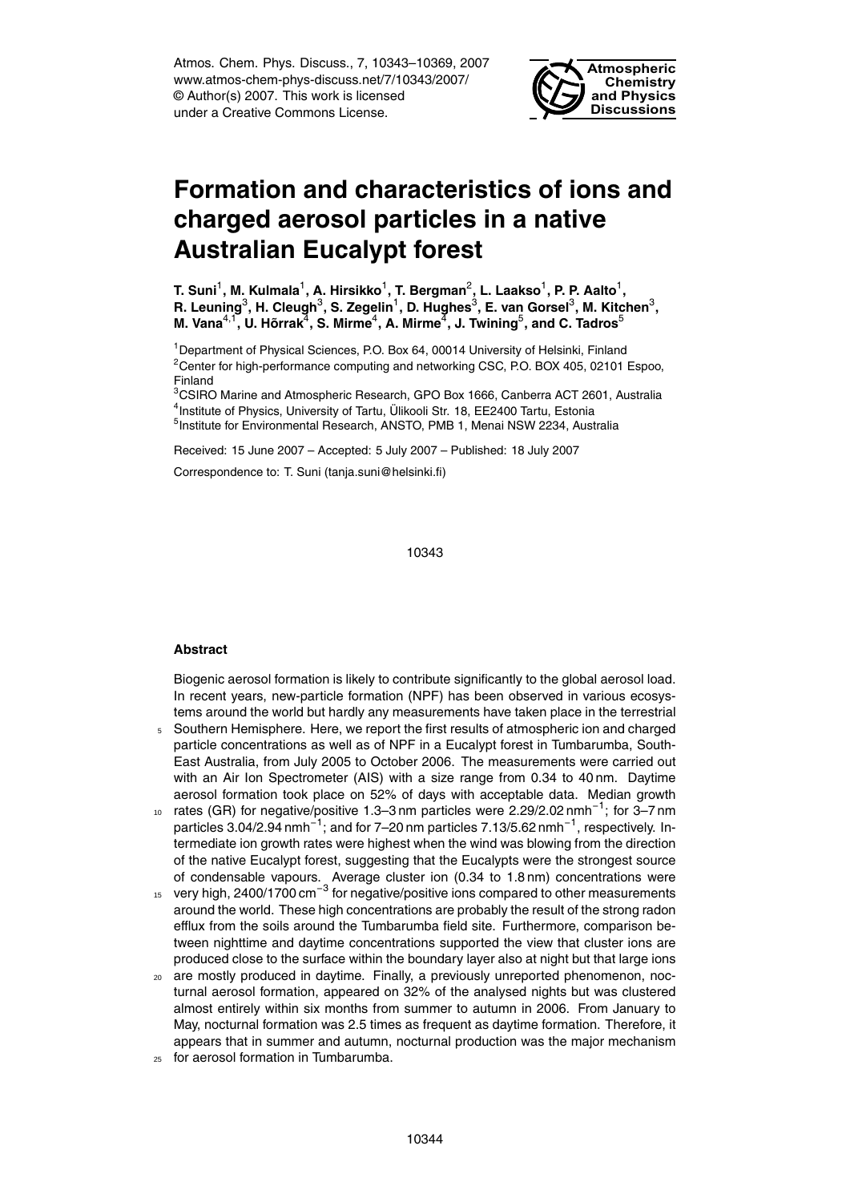# Formation and characteristics of ions and charged aerosol particles in a native Australian Eucalypt forest

**T. Suni[1], M. Kulmala[1], A. Hirsikko[1], T. Bergman[2], L. Laakso[1], P. P. Aalto[1], R. Leuning[3], H. Cleugh[3], S. Zegelin[1], D. Hughes[3], E. van Gorsel[3], M. Kitchen[3], M. Vana[4,1], U. Hõrrak[4], S. Mirme[4], A. Mirme[4], J. Twining[5], and C. Tadros[5]**

[1]Department of Physical Sciences, P.O. Box 64, 00014 University of Helsinki, Finland
[2]Center for high-performance computing and networking CSC, P.O. BOX 405, 02101 Espoo, Finland
[3]CSIRO Marine and Atmospheric Research, GPO Box 1666, Canberra ACT 2601, Australia
[4]Institute of Physics, University of Tartu, Ülikooli Str. 18, EE2400 Tartu, Estonia
[5]Institute for Environmental Research, ANSTO, PMB 1, Menai NSW 2234, Australia

Received: 15 June 2007 – Accepted: 5 July 2007 – Published: 18 July 2007

Correspondence to: T. Suni (tanja.suni@helsinki.fi)

## Abstract

Biogenic aerosol formation is likely to contribute significantly to the global aerosol load. In recent years, new-particle formation (NPF) has been observed in various ecosystems around the world but hardly any measurements have taken place in the terrestrial Southern Hemisphere. Here, we report the first results of atmospheric ion and charged particle concentrations as well as of NPF in a Eucalypt forest in Tumbarumba, South-East Australia, from July 2005 to October 2006. The measurements were carried out with an Air Ion Spectrometer (AIS) with a size range from 0.34 to 40 nm. Daytime aerosol formation took place on 52% of days with acceptable data. Median growth rates (GR) for negative/positive 1.3–3 nm particles were 2.29/2.02 $\mathrm{nmh^{-1}}$; for 3–7 nm particles 3.04/2.94 $\mathrm{nmh^{-1}}$; and for 7–20 nm particles 7.13/5.62 $\mathrm{nmh^{-1}}$, respectively. Intermediate ion growth rates were highest when the wind was blowing from the direction of the native Eucalypt forest, suggesting that the Eucalypts were the strongest source of condensable vapours. Average cluster ion (0.34 to 1.8 nm) concentrations were very high, 2400/1700 $\mathrm{cm^{-3}}$ for negative/positive ions compared to other measurements around the world. These high concentrations are probably the result of the strong radon efflux from the soils around the Tumbarumba field site. Furthermore, comparison between nighttime and daytime concentrations supported the view that cluster ions are produced close to the surface within the boundary layer also at night but that large ions are mostly produced in daytime. Finally, a previously unreported phenomenon, nocturnal aerosol formation, appeared on 32% of the analysed nights but was clustered almost entirely within six months from summer to autumn in 2006. From January to May, nocturnal formation was 2.5 times as frequent as daytime formation. Therefore, it appears that in summer and autumn, nocturnal production was the major mechanism for aerosol formation in Tumbarumba.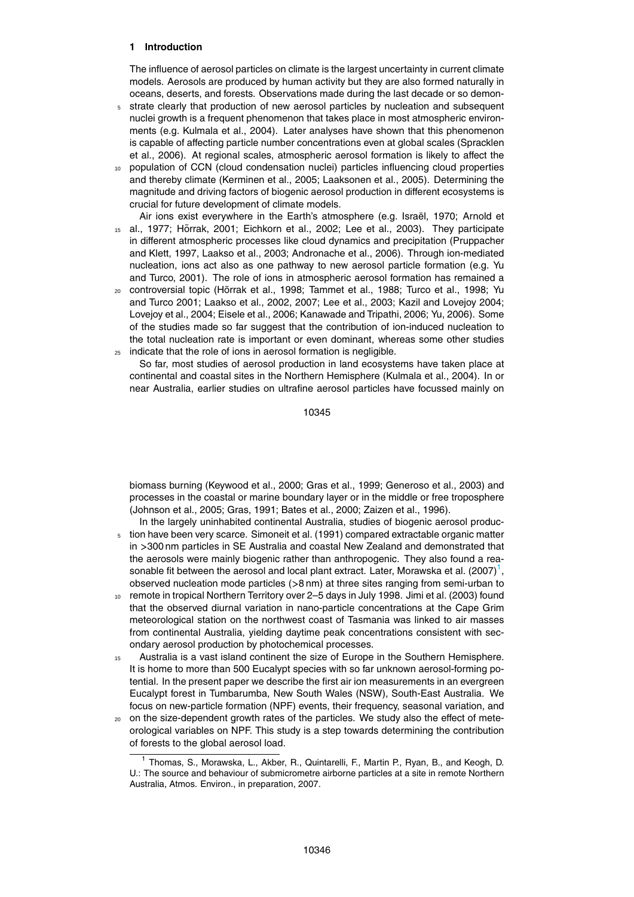## 1 Introduction

The influence of aerosol particles on climate is the largest uncertainty in current climate models. Aerosols are produced by human activity but they are also formed naturally in oceans, deserts, and forests. Observations made during the last decade or so demonstrate clearly that production of new aerosol particles by nucleation and subsequent nuclei growth is a frequent phenomenon that takes place in most atmospheric environments (e.g. Kulmala et al., 2004). Later analyses have shown that this phenomenon is capable of affecting particle number concentrations even at global scales (Spracklen et al., 2006). At regional scales, atmospheric aerosol formation is likely to affect the population of CCN (cloud condensation nuclei) particles influencing cloud properties and thereby climate (Kerminen et al., 2005; Laaksonen et al., 2005). Determining the magnitude and driving factors of biogenic aerosol production in different ecosystems is crucial for future development of climate models.

Air ions exist everywhere in the Earth's atmosphere (e.g. Israël, 1970; Arnold et al., 1977; Hõrrak, 2001; Eichkorn et al., 2002; Lee et al., 2003). They participate in different atmospheric processes like cloud dynamics and precipitation (Pruppacher and Klett, 1997, Laakso et al., 2003; Andronache et al., 2006). Through ion-mediated nucleation, ions act also as one pathway to new aerosol particle formation (e.g. Yu and Turco, 2001). The role of ions in atmospheric aerosol formation has remained a controversial topic (Hõrrak et al., 1998; Tammet et al., 1988; Turco et al., 1998; Yu and Turco 2001; Laakso et al., 2002, 2007; Lee et al., 2003; Kazil and Lovejoy 2004; Lovejoy et al., 2004; Eisele et al., 2006; Kanawade and Tripathi, 2006; Yu, 2006). Some of the studies made so far suggest that the contribution of ion-induced nucleation to the total nucleation rate is important or even dominant, whereas some other studies indicate that the role of ions in aerosol formation is negligible.

So far, most studies of aerosol production in land ecosystems have taken place at continental and coastal sites in the Northern Hemisphere (Kulmala et al., 2004). In or near Australia, earlier studies on ultrafine aerosol particles have focussed mainly on biomass burning (Keywood et al., 2000; Gras et al., 1999; Generoso et al., 2003) and processes in the coastal or marine boundary layer or in the middle or free troposphere (Johnson et al., 2005; Gras, 1991; Bates et al., 2000; Zaizen et al., 1996).

In the largely uninhabited continental Australia, studies of biogenic aerosol production have been very scarce. Simoneit et al. (1991) compared extractable organic matter in >300 nm particles in SE Australia and coastal New Zealand and demonstrated that the aerosols were mainly biogenic rather than anthropogenic. They also found a reasonable fit between the aerosol and local plant extract. Later, Morawska et al. (2007)[1], observed nucleation mode particles (>8 nm) at three sites ranging from semi-urban to remote in tropical Northern Territory over 2–5 days in July 1998. Jimi et al. (2003) found that the observed diurnal variation in nano-particle concentrations at the Cape Grim meteorological station on the northwest coast of Tasmania was linked to air masses from continental Australia, yielding daytime peak concentrations consistent with secondary aerosol production by photochemical processes.

Australia is a vast island continent the size of Europe in the Southern Hemisphere. It is home to more than 500 Eucalypt species with so far unknown aerosol-forming potential. In the present paper we describe the first air ion measurements in an evergreen Eucalypt forest in Tumbarumba, New South Wales (NSW), South-East Australia. We focus on new-particle formation (NPF) events, their frequency, seasonal variation, and on the size-dependent growth rates of the particles. We study also the effect of meteorological variables on NPF. This study is a step towards determining the contribution of forests to the global aerosol load.

[1] Thomas, S., Morawska, L., Akber, R., Quintarelli, F., Martin P., Ryan, B., and Keogh, D. U.: The source and behaviour of submicrometre airborne particles at a site in remote Northern Australia, Atmos. Environ., in preparation, 2007.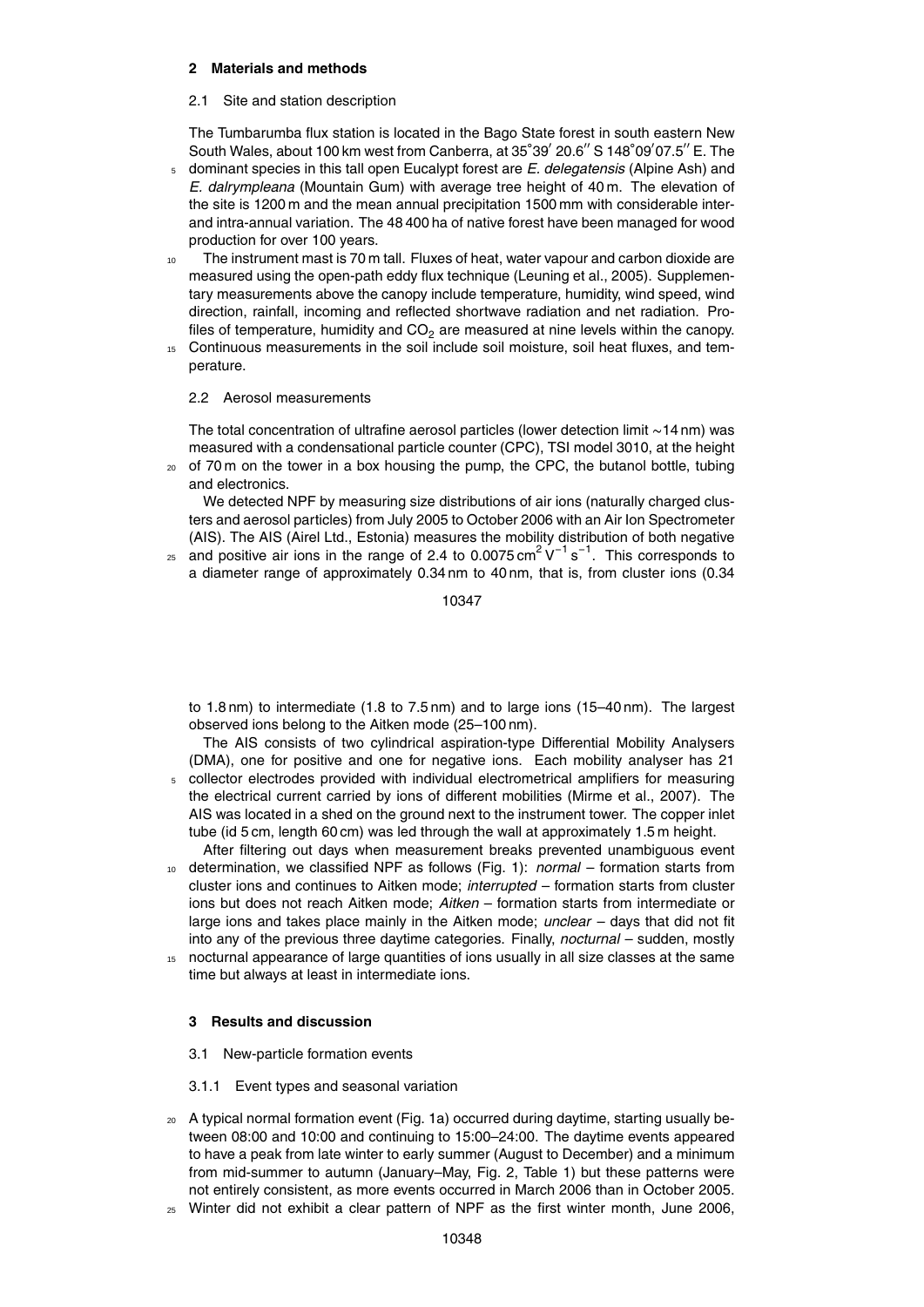## 2 Materials and methods

### 2.1 Site and station description

The Tumbarumba flux station is located in the Bago State forest in south eastern New South Wales, about 100 km west from Canberra, at 35°39′ 20.6″ S 148°09′07.5″ E. The dominant species in this tall open Eucalypt forest are *E. delegatensis* (Alpine Ash) and *E. dalrympleana* (Mountain Gum) with average tree height of 40 m. The elevation of the site is 1200 m and the mean annual precipitation 1500 mm with considerable inter- and intra-annual variation. The 48 400 ha of native forest have been managed for wood production for over 100 years.

The instrument mast is 70 m tall. Fluxes of heat, water vapour and carbon dioxide are measured using the open-path eddy flux technique (Leuning et al., 2005). Supplementary measurements above the canopy include temperature, humidity, wind speed, wind direction, rainfall, incoming and reflected shortwave radiation and net radiation. Profiles of temperature, humidity and $CO_2$ are measured at nine levels within the canopy. Continuous measurements in the soil include soil moisture, soil heat fluxes, and temperature.

### 2.2 Aerosol measurements

The total concentration of ultrafine aerosol particles (lower detection limit ~14 nm) was measured with a condensational particle counter (CPC), TSI model 3010, at the height of 70 m on the tower in a box housing the pump, the CPC, the butanol bottle, tubing and electronics.

We detected NPF by measuring size distributions of air ions (naturally charged clusters and aerosol particles) from July 2005 to October 2006 with an Air Ion Spectrometer (AIS). The AIS (Airel Ltd., Estonia) measures the mobility distribution of both negative and positive air ions in the range of 2.4 to 0.0075 $cm^2\,V^{-1}\,s^{-1}$. This corresponds to a diameter range of approximately 0.34 nm to 40 nm, that is, from cluster ions (0.34 to 1.8 nm) to intermediate (1.8 to 7.5 nm) and to large ions (15–40 nm). The largest observed ions belong to the Aitken mode (25–100 nm).

The AIS consists of two cylindrical aspiration-type Differential Mobility Analysers (DMA), one for positive and one for negative ions. Each mobility analyser has 21 collector electrodes provided with individual electrometrical amplifiers for measuring the electrical current carried by ions of different mobilities (Mirme et al., 2007). The AIS was located in a shed on the ground next to the instrument tower. The copper inlet tube (id 5 cm, length 60 cm) was led through the wall at approximately 1.5 m height.

After filtering out days when measurement breaks prevented unambiguous event determination, we classified NPF as follows (Fig. 1): *normal* – formation starts from cluster ions and continues to Aitken mode; *interrupted* – formation starts from cluster ions but does not reach Aitken mode; *Aitken* – formation starts from intermediate or large ions and takes place mainly in the Aitken mode; *unclear* – days that did not fit into any of the previous three daytime categories. Finally, *nocturnal* – sudden, mostly nocturnal appearance of large quantities of ions usually in all size classes at the same time but always at least in intermediate ions.

## 3 Results and discussion

### 3.1 New-particle formation events

#### 3.1.1 Event types and seasonal variation

A typical normal formation event (Fig. 1a) occurred during daytime, starting usually between 08:00 and 10:00 and continuing to 15:00–24:00. The daytime events appeared to have a peak from late winter to early summer (August to December) and a minimum from mid-summer to autumn (January–May, Fig. 2, Table 1) but these patterns were not entirely consistent, as more events occurred in March 2006 than in October 2005. Winter did not exhibit a clear pattern of NPF as the first winter month, June 2006,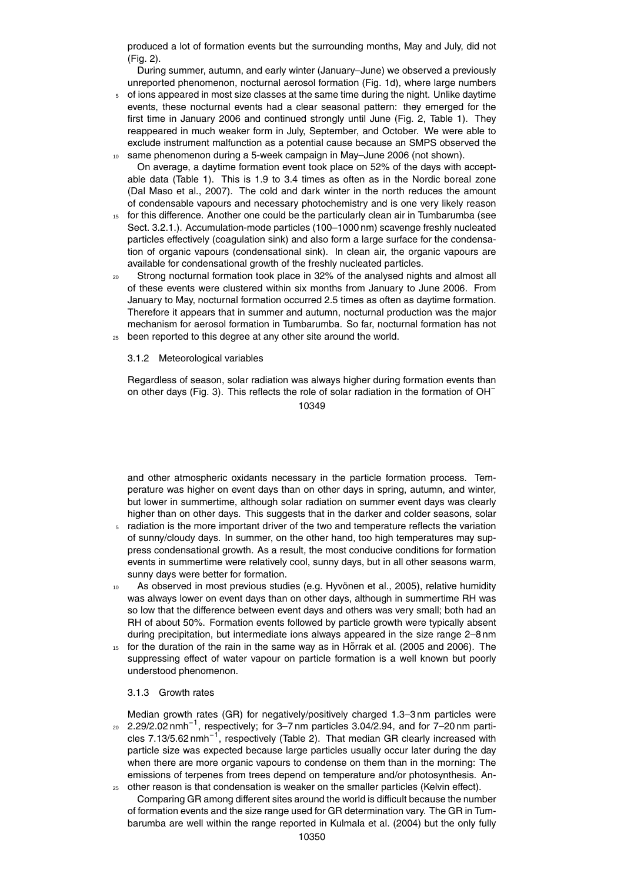produced a lot of formation events but the surrounding months, May and July, did not (Fig. 2).

During summer, autumn, and early winter (January–June) we observed a previously unreported phenomenon, nocturnal aerosol formation (Fig. 1d), where large numbers of ions appeared in most size classes at the same time during the night. Unlike daytime events, these nocturnal events had a clear seasonal pattern: they emerged for the first time in January 2006 and continued strongly until June (Fig. 2, Table 1). They reappeared in much weaker form in July, September, and October. We were able to exclude instrument malfunction as a potential cause because an SMPS observed the same phenomenon during a 5-week campaign in May–June 2006 (not shown).

On average, a daytime formation event took place on 52% of the days with acceptable data (Table 1). This is 1.9 to 3.4 times as often as in the Nordic boreal zone (Dal Maso et al., 2007). The cold and dark winter in the north reduces the amount of condensable vapours and necessary photochemistry and is one very likely reason for this difference. Another one could be the particularly clean air in Tumbarumba (see Sect. 3.2.1.). Accumulation-mode particles (100–1000 nm) scavenge freshly nucleated particles effectively (coagulation sink) and also form a large surface for the condensation of organic vapours (condensational sink). In clean air, the organic vapours are available for condensational growth of the freshly nucleated particles.

Strong nocturnal formation took place in 32% of the analysed nights and almost all of these events were clustered within six months from January to June 2006. From January to May, nocturnal formation occurred 2.5 times as often as daytime formation. Therefore it appears that in summer and autumn, nocturnal production was the major mechanism for aerosol formation in Tumbarumba. So far, nocturnal formation has not been reported to this degree at any other site around the world.

### 3.1.2 Meteorological variables

Regardless of season, solar radiation was always higher during formation events than on other days (Fig. 3). This reflects the role of solar radiation in the formation of $OH^-$ and other atmospheric oxidants necessary in the particle formation process. Temperature was higher on event days than on other days in spring, autumn, and winter, but lower in summertime, although solar radiation on summer event days was clearly higher than on other days. This suggests that in the darker and colder seasons, solar radiation is the more important driver of the two and temperature reflects the variation of sunny/cloudy days. In summer, on the other hand, too high temperatures may suppress condensational growth. As a result, the most conducive conditions for formation events in summertime were relatively cool, sunny days, but in all other seasons warm, sunny days were better for formation.

As observed in most previous studies (e.g. Hyvönen et al., 2005), relative humidity was always lower on event days than on other days, although in summertime RH was so low that the difference between event days and others was very small; both had an RH of about 50%. Formation events followed by particle growth were typically absent during precipitation, but intermediate ions always appeared in the size range 2–8 nm for the duration of the rain in the same way as in Hõrrak et al. (2005 and 2006). The suppressing effect of water vapour on particle formation is a well known but poorly understood phenomenon.

### 3.1.3 Growth rates

Median growth rates (GR) for negatively/positively charged 1.3–3 nm particles were 2.29/2.02 nm$h^{-1}$, respectively; for 3–7 nm particles 3.04/2.94, and for 7–20 nm particles 7.13/5.62 nm$h^{-1}$, respectively (Table 2). That median GR clearly increased with particle size was expected because large particles usually occur later during the day when there are more organic vapours to condense on them than in the morning: The emissions of terpenes from trees depend on temperature and/or photosynthesis. Another reason is that condensation is weaker on the smaller particles (Kelvin effect).

Comparing GR among different sites around the world is difficult because the number of formation events and the size range used for GR determination vary. The GR in Tumbarumba are well within the range reported in Kulmala et al. (2004) but the only fully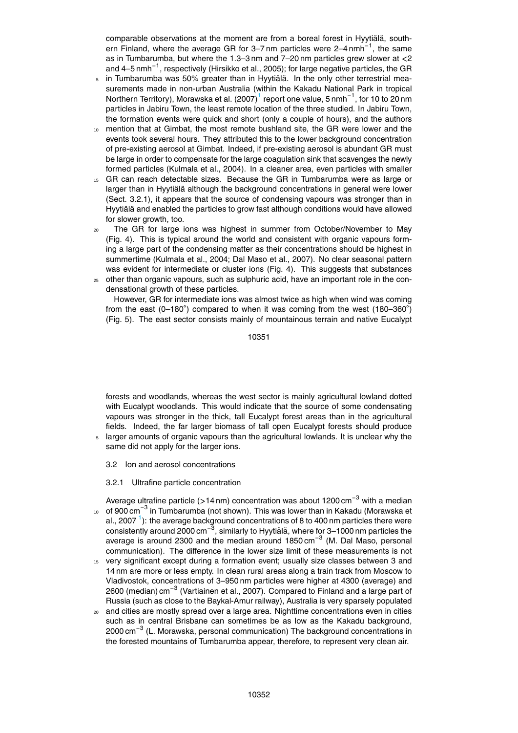comparable observations at the moment are from a boreal forest in Hyytiälä, southern Finland, where the average GR for 3–7 nm particles were 2–4 $\mathrm{nm\,h^{-1}}$, the same as in Tumbarumba, but where the 1.3–3 nm and 7–20 nm particles grew slower at <2 and 4–5 $\mathrm{nm\,h^{-1}}$, respectively (Hirsikko et al., 2005); for large negative particles, the GR in Tumbarumba was 50% greater than in Hyytiälä. In the only other terrestrial measurements made in non-urban Australia (within the Kakadu National Park in tropical Northern Territory), Morawska et al. (2007)[1] report one value, 5 $\mathrm{nm\,h^{-1}}$, for 10 to 20 nm particles in Jabiru Town, the least remote location of the three studied. In Jabiru Town, the formation events were quick and short (only a couple of hours), and the authors mention that at Gimbat, the most remote bushland site, the GR were lower and the events took several hours. They attributed this to the lower background concentration of pre-existing aerosol at Gimbat. Indeed, if pre-existing aerosol is abundant GR must be large in order to compensate for the large coagulation sink that scavenges the newly formed particles (Kulmala et al., 2004). In a cleaner area, even particles with smaller GR can reach detectable sizes. Because the GR in Tumbarumba were as large or larger than in Hyytiälä although the background concentrations in general were lower (Sect. 3.2.1), it appears that the source of condensing vapours was stronger than in Hyytiälä and enabled the particles to grow fast although conditions would have allowed for slower growth, too.

The GR for large ions was highest in summer from October/November to May (Fig. 4). This is typical around the world and consistent with organic vapours forming a large part of the condensing matter as their concentrations should be highest in summertime (Kulmala et al., 2004; Dal Maso et al., 2007). No clear seasonal pattern was evident for intermediate or cluster ions (Fig. 4). This suggests that substances other than organic vapours, such as sulphuric acid, have an important role in the condensational growth of these particles.

However, GR for intermediate ions was almost twice as high when wind was coming from the east (0–180°) compared to when it was coming from the west (180–360°) (Fig. 5). The east sector consists mainly of mountainous terrain and native Eucalypt forests and woodlands, whereas the west sector is mainly agricultural lowland dotted with Eucalypt woodlands. This would indicate that the source of some condensating vapours was stronger in the thick, tall Eucalypt forest areas than in the agricultural fields. Indeed, the far larger biomass of tall open Eucalypt forests should produce larger amounts of organic vapours than the agricultural lowlands. It is unclear why the same did not apply for the larger ions.

### 3.2 Ion and aerosol concentrations

#### 3.2.1 Ultrafine particle concentration

Average ultrafine particle (>14 nm) concentration was about 1200 $\mathrm{cm^{-3}}$ with a median of 900 $\mathrm{cm^{-3}}$ in Tumbarumba (not shown). This was lower than in Kakadu (Morawska et al., 2007[1]): the average background concentrations of 8 to 400 nm particles there were consistently around 2000 $\mathrm{cm^{-3}}$, similarly to Hyytiälä, where for 3–1000 nm particles the average is around 2300 and the median around 1850 $\mathrm{cm^{-3}}$ (M. Dal Maso, personal communication). The difference in the lower size limit of these measurements is not very significant except during a formation event; usually size classes between 3 and 14 nm are more or less empty. In clean rural areas along a train track from Moscow to Vladivostok, concentrations of 3–950 nm particles were higher at 4300 (average) and 2600 (median) $\mathrm{cm^{-3}}$ (Vartiainen et al., 2007). Compared to Finland and a large part of Russia (such as close to the Baykal-Amur railway), Australia is very sparsely populated and cities are mostly spread over a large area. Nighttime concentrations even in cities such as in central Brisbane can sometimes be as low as the Kakadu background, 2000 $\mathrm{cm^{-3}}$ (L. Morawska, personal communication) The background concentrations in the forested mountains of Tumbarumba appear, therefore, to represent very clean air.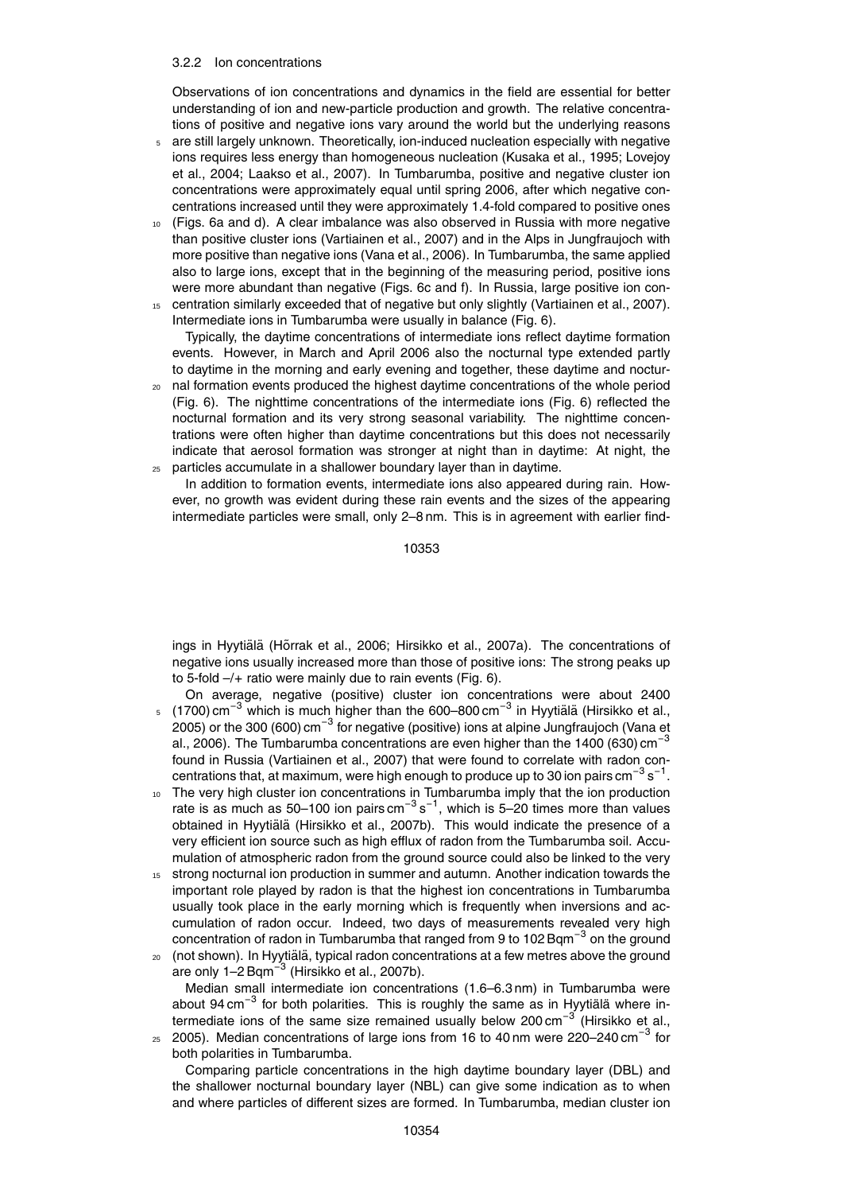### 3.2.2 Ion concentrations

Observations of ion concentrations and dynamics in the field are essential for better understanding of ion and new-particle production and growth. The relative concentrations of positive and negative ions vary around the world but the underlying reasons are still largely unknown. Theoretically, ion-induced nucleation especially with negative ions requires less energy than homogeneous nucleation (Kusaka et al., 1995; Lovejoy et al., 2004; Laakso et al., 2007). In Tumbarumba, positive and negative cluster ion concentrations were approximately equal until spring 2006, after which negative concentrations increased until they were approximately 1.4-fold compared to positive ones (Figs. 6a and d). A clear imbalance was also observed in Russia with more negative than positive cluster ions (Vartiainen et al., 2007) and in the Alps in Jungfraujoch with more positive than negative ions (Vana et al., 2006). In Tumbarumba, the same applied also to large ions, except that in the beginning of the measuring period, positive ions were more abundant than negative (Figs. 6c and f). In Russia, large positive ion concentration similarly exceeded that of negative but only slightly (Vartiainen et al., 2007). Intermediate ions in Tumbarumba were usually in balance (Fig. 6).

Typically, the daytime concentrations of intermediate ions reflect daytime formation events. However, in March and April 2006 also the nocturnal type extended partly to daytime in the morning and early evening and together, these daytime and nocturnal formation events produced the highest daytime concentrations of the whole period (Fig. 6). The nighttime concentrations of the intermediate ions (Fig. 6) reflected the nocturnal formation and its very strong seasonal variability. The nighttime concentrations were often higher than daytime concentrations but this does not necessarily indicate that aerosol formation was stronger at night than in daytime: At night, the particles accumulate in a shallower boundary layer than in daytime.

In addition to formation events, intermediate ions also appeared during rain. However, no growth was evident during these rain events and the sizes of the appearing intermediate particles were small, only 2–8 nm. This is in agreement with earlier findings in Hyytiälä (Hõrrak et al., 2006; Hirsikko et al., 2007a). The concentrations of negative ions usually increased more than those of positive ions: The strong peaks up to 5-fold –/+ ratio were mainly due to rain events (Fig. 6).

On average, negative (positive) cluster ion concentrations were about 2400 (1700) $cm^{-3}$ which is much higher than the 600–800 $cm^{-3}$ in Hyytiälä (Hirsikko et al., 2005) or the 300 (600) $cm^{-3}$ for negative (positive) ions at alpine Jungfraujoch (Vana et al., 2006). The Tumbarumba concentrations are even higher than the 1400 (630) $cm^{-3}$ found in Russia (Vartiainen et al., 2007) that were found to correlate with radon concentrations that, at maximum, were high enough to produce up to 30 ion pairs $cm^{-3}\,s^{-1}$. The very high cluster ion concentrations in Tumbarumba imply that the ion production rate is as much as 50–100 ion pairs $cm^{-3}\,s^{-1}$, which is 5–20 times more than values obtained in Hyytiälä (Hirsikko et al., 2007b). This would indicate the presence of a very efficient ion source such as high efflux of radon from the Tumbarumba soil. Accumulation of atmospheric radon from the ground source could also be linked to the very strong nocturnal ion production in summer and autumn. Another indication towards the important role played by radon is that the highest ion concentrations in Tumbarumba usually took place in the early morning which is frequently when inversions and accumulation of radon occur. Indeed, two days of measurements revealed very high concentration of radon in Tumbarumba that ranged from 9 to 102 $Bq\,m^{-3}$ on the ground (not shown). In Hyytiälä, typical radon concentrations at a few metres above the ground are only 1–2 $Bq\,m^{-3}$ (Hirsikko et al., 2007b).

Median small intermediate ion concentrations (1.6–6.3 nm) in Tumbarumba were about 94 $cm^{-3}$ for both polarities. This is roughly the same as in Hyytiälä where intermediate ions of the same size remained usually below 200 $cm^{-3}$ (Hirsikko et al., 2005). Median concentrations of large ions from 16 to 40 nm were 220–240 $cm^{-3}$ for both polarities in Tumbarumba.

Comparing particle concentrations in the high daytime boundary layer (DBL) and the shallower nocturnal boundary layer (NBL) can give some indication as to when and where particles of different sizes are formed. In Tumbarumba, median cluster ion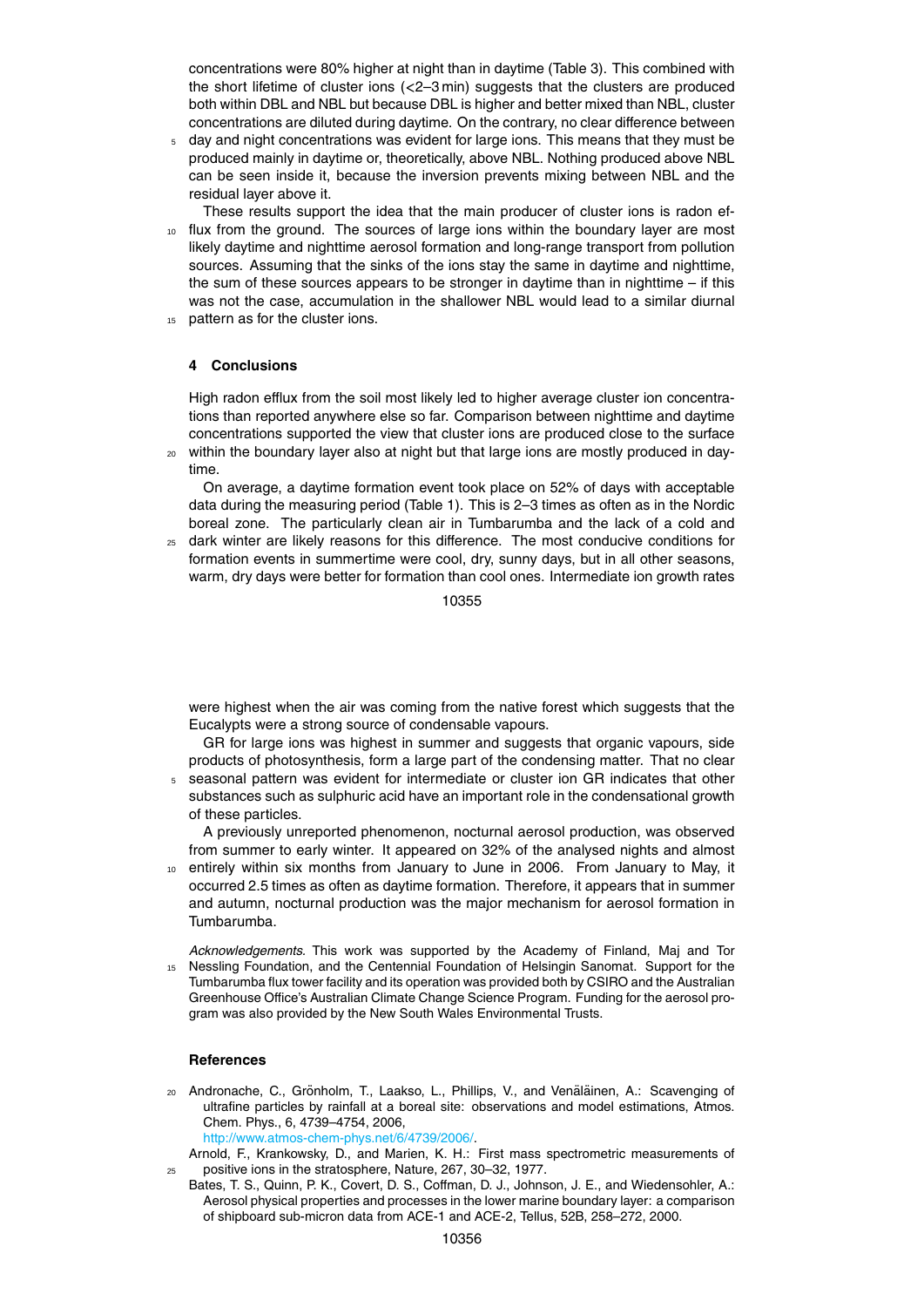concentrations were 80% higher at night than in daytime (Table 3). This combined with the short lifetime of cluster ions (<2–3 min) suggests that the clusters are produced both within DBL and NBL but because DBL is higher and better mixed than NBL, cluster concentrations are diluted during daytime. On the contrary, no clear difference between day and night concentrations was evident for large ions. This means that they must be produced mainly in daytime or, theoretically, above NBL. Nothing produced above NBL can be seen inside it, because the inversion prevents mixing between NBL and the residual layer above it.

These results support the idea that the main producer of cluster ions is radon efflux from the ground. The sources of large ions within the boundary layer are most likely daytime and nighttime aerosol formation and long-range transport from pollution sources. Assuming that the sinks of the ions stay the same in daytime and nighttime, the sum of these sources appears to be stronger in daytime than in nighttime – if this was not the case, accumulation in the shallower NBL would lead to a similar diurnal pattern as for the cluster ions.

## 4 Conclusions

High radon efflux from the soil most likely led to higher average cluster ion concentrations than reported anywhere else so far. Comparison between nighttime and daytime concentrations supported the view that cluster ions are produced close to the surface within the boundary layer also at night but that large ions are mostly produced in daytime.

On average, a daytime formation event took place on 52% of days with acceptable data during the measuring period (Table 1). This is 2–3 times as often as in the Nordic boreal zone. The particularly clean air in Tumbarumba and the lack of a cold and dark winter are likely reasons for this difference. The most conducive conditions for formation events in summertime were cool, dry, sunny days, but in all other seasons, warm, dry days were better for formation than cool ones. Intermediate ion growth rates were highest when the air was coming from the native forest which suggests that the Eucalypts were a strong source of condensable vapours.

GR for large ions was highest in summer and suggests that organic vapours, side products of photosynthesis, form a large part of the condensing matter. That no clear seasonal pattern was evident for intermediate or cluster ion GR indicates that other substances such as sulphuric acid have an important role in the condensational growth of these particles.

A previously unreported phenomenon, nocturnal aerosol production, was observed from summer to early winter. It appeared on 32% of the analysed nights and almost entirely within six months from January to June in 2006. From January to May, it occurred 2.5 times as often as daytime formation. Therefore, it appears that in summer and autumn, nocturnal production was the major mechanism for aerosol formation in Tumbarumba.

*Acknowledgements.* This work was supported by the Academy of Finland, Maj and Tor Nessling Foundation, and the Centennial Foundation of Helsingin Sanomat. Support for the Tumbarumba flux tower facility and its operation was provided both by CSIRO and the Australian Greenhouse Office's Australian Climate Change Science Program. Funding for the aerosol program was also provided by the New South Wales Environmental Trusts.

## References

Andronache, C., Grönholm, T., Laakso, L., Phillips, V., and Venäläinen, A.: Scavenging of ultrafine particles by rainfall at a boreal site: observations and model estimations, Atmos. Chem. Phys., 6, 4739–4754, 2006, http://www.atmos-chem-phys.net/6/4739/2006/.

Arnold, F., Krankowsky, D., and Marien, K. H.: First mass spectrometric measurements of positive ions in the stratosphere, Nature, 267, 30–32, 1977.

Bates, T. S., Quinn, P. K., Covert, D. S., Coffman, D. J., Johnson, J. E., and Wiedensohler, A.: Aerosol physical properties and processes in the lower marine boundary layer: a comparison of shipboard sub-micron data from ACE-1 and ACE-2, Tellus, 52B, 258–272, 2000.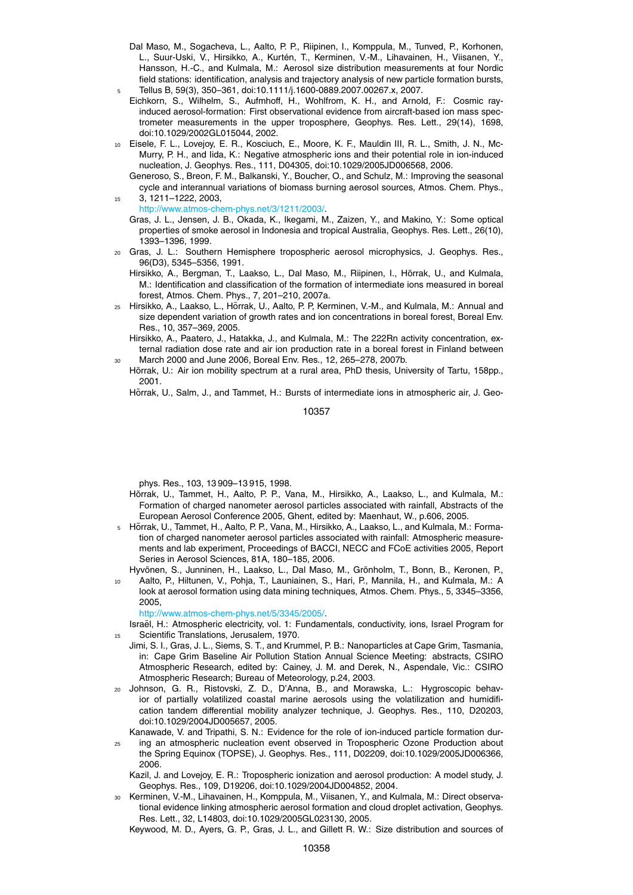Dal Maso, M., Sogacheva, L., Aalto, P. P., Riipinen, I., Komppula, M., Tunved, P., Korhonen, L., Suur-Uski, V., Hirsikko, A., Kurtén, T., Kerminen, V.-M., Lihavainen, H., Viisanen, Y., Hansson, H.-C., and Kulmala, M.: Aerosol size distribution measurements at four Nordic field stations: identification, analysis and trajectory analysis of new particle formation bursts, Tellus B, 59(3), 350–361, doi:10.1111/j.1600-0889.2007.00267.x, 2007.

Eichkorn, S., Wilhelm, S., Aufmhoff, H., Wohlfrom, K. H., and Arnold, F.: Cosmic ray-induced aerosol-formation: First observational evidence from aircraft-based ion mass spectrometer measurements in the upper troposphere, Geophys. Res. Lett., 29(14), 1698, doi:10.1029/2002GL015044, 2002.

Eisele, F. L., Lovejoy, E. R., Kosciuch, E., Moore, K. F., Mauldin III, R. L., Smith, J. N., McMurry, P. H., and Iida, K.: Negative atmospheric ions and their potential role in ion-induced nucleation, J. Geophys. Res., 111, D04305, doi:10.1029/2005JD006568, 2006.

Generoso, S., Breon, F. M., Balkanski, Y., Boucher, O., and Schulz, M.: Improving the seasonal cycle and interannual variations of biomass burning aerosol sources, Atmos. Chem. Phys., 3, 1211–1222, 2003, http://www.atmos-chem-phys.net/3/1211/2003/.

Gras, J. L., Jensen, J. B., Okada, K., Ikegami, M., Zaizen, Y., and Makino, Y.: Some optical properties of smoke aerosol in Indonesia and tropical Australia, Geophys. Res. Lett., 26(10), 1393–1396, 1999.

Gras, J. L.: Southern Hemisphere tropospheric aerosol microphysics, J. Geophys. Res., 96(D3), 5345–5356, 1991.

Hirsikko, A., Bergman, T., Laakso, L., Dal Maso, M., Riipinen, I., Hõrrak, U., and Kulmala, M.: Identification and classification of the formation of intermediate ions measured in boreal forest, Atmos. Chem. Phys., 7, 201–210, 2007a.

Hirsikko, A., Laakso, L., Hõrrak, U., Aalto, P. P, Kerminen, V.-M., and Kulmala, M.: Annual and size dependent variation of growth rates and ion concentrations in boreal forest, Boreal Env. Res., 10, 357–369, 2005.

Hirsikko, A., Paatero, J., Hatakka, J., and Kulmala, M.: The 222Rn activity concentration, external radiation dose rate and air ion production rate in a boreal forest in Finland between March 2000 and June 2006, Boreal Env. Res., 12, 265–278, 2007b.

Hõrrak, U.: Air ion mobility spectrum at a rural area, PhD thesis, University of Tartu, 158pp., 2001.

Hõrrak, U., Salm, J., and Tammet, H.: Bursts of intermediate ions in atmospheric air, J. Geophys. Res., 103, 13 909–13 915, 1998.

Hõrrak, U., Tammet, H., Aalto, P. P., Vana, M., Hirsikko, A., Laakso, L., and Kulmala, M.: Formation of charged nanometer aerosol particles associated with rainfall, Abstracts of the European Aerosol Conference 2005, Ghent, edited by: Maenhaut, W., p.606, 2005.

Hõrrak, U., Tammet, H., Aalto, P. P., Vana, M., Hirsikko, A., Laakso, L., and Kulmala, M.: Formation of charged nanometer aerosol particles associated with rainfall: Atmospheric measurements and lab experiment, Proceedings of BACCI, NECC and FCoE activities 2005, Report Series in Aerosol Sciences, 81A, 180–185, 2006.

Hyvönen, S., Junninen, H., Laakso, L., Dal Maso, M., Grönholm, T., Bonn, B., Keronen, P., Aalto, P., Hiltunen, V., Pohja, T., Launiainen, S., Hari, P., Mannila, H., and Kulmala, M.: A look at aerosol formation using data mining techniques, Atmos. Chem. Phys., 5, 3345–3356, 2005, http://www.atmos-chem-phys.net/5/3345/2005/.

Israël, H.: Atmospheric electricity, vol. 1: Fundamentals, conductivity, ions, Israel Program for Scientific Translations, Jerusalem, 1970.

Jimi, S. I., Gras, J. L., Siems, S. T., and Krummel, P. B.: Nanoparticles at Cape Grim, Tasmania, in: Cape Grim Baseline Air Pollution Station Annual Science Meeting: abstracts, CSIRO Atmospheric Research, edited by: Cainey, J. M. and Derek, N., Aspendale, Vic.: CSIRO Atmospheric Research; Bureau of Meteorology, p.24, 2003.

Johnson, G. R., Ristovski, Z. D., D'Anna, B., and Morawska, L.: Hygroscopic behavior of partially volatilized coastal marine aerosols using the volatilization and humidification tandem differential mobility analyzer technique, J. Geophys. Res., 110, D20203, doi:10.1029/2004JD005657, 2005.

Kanawade, V. and Tripathi, S. N.: Evidence for the role of ion-induced particle formation during an atmospheric nucleation event observed in Tropospheric Ozone Production about the Spring Equinox (TOPSE), J. Geophys. Res., 111, D02209, doi:10.1029/2005JD006366, 2006.

Kazil, J. and Lovejoy, E. R.: Tropospheric ionization and aerosol production: A model study, J. Geophys. Res., 109, D19206, doi:10.1029/2004JD004852, 2004.

Kerminen, V.-M., Lihavainen, H., Komppula, M., Viisanen, Y., and Kulmala, M.: Direct observational evidence linking atmospheric aerosol formation and cloud droplet activation, Geophys. Res. Lett., 32, L14803, doi:10.1029/2005GL023130, 2005.

Keywood, M. D., Ayers, G. P., Gras, J. L., and Gillett R. W.: Size distribution and sources of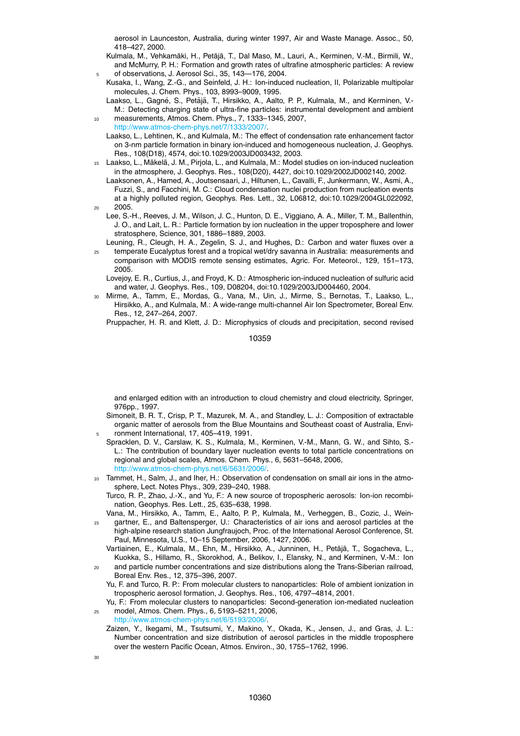aerosol in Launceston, Australia, during winter 1997, Air and Waste Manage. Assoc., 50, 418–427, 2000.

Kulmala, M., Vehkamäki, H., Petäjä, T., Dal Maso, M., Lauri, A., Kerminen, V.-M., Birmili, W., and McMurry, P. H.: Formation and growth rates of ultrafine atmospheric particles: A review of observations, J. Aerosol Sci., 35, 143—176, 2004.

Kusaka, I., Wang, Z.-G., and Seinfeld, J. H.: Ion-induced nucleation, II, Polarizable multipolar molecules, J. Chem. Phys., 103, 8993–9009, 1995.

Laakso, L., Gagné, S., Petäjä, T., Hirsikko, A., Aalto, P. P., Kulmala, M., and Kerminen, V.-M.: Detecting charging state of ultra-fine particles: instrumental development and ambient measurements, Atmos. Chem. Phys., 7, 1333–1345, 2007, http://www.atmos-chem-phys.net/7/1333/2007/.

Laakso, L., Lehtinen, K., and Kulmala, M.: The effect of condensation rate enhancement factor on 3-nm particle formation in binary ion-induced and homogeneous nucleation, J. Geophys. Res., 108(D18), 4574, doi:10.1029/2003JD003432, 2003.

Laakso, L., Mäkelä, J. M., Pirjola, L., and Kulmala, M.: Model studies on ion-induced nucleation in the atmosphere, J. Geophys. Res., 108(D20), 4427, doi:10.1029/2002JD002140, 2002.

Laaksonen, A., Hamed, A., Joutsensaari, J., Hiltunen, L., Cavalli, F., Junkermann, W., Asmi, A., Fuzzi, S., and Facchini, M. C.: Cloud condensation nuclei production from nucleation events at a highly polluted region, Geophys. Res. Lett., 32, L06812, doi:10.1029/2004GL022092, 2005.

Lee, S.-H., Reeves, J. M., Wilson, J. C., Hunton, D. E., Viggiano, A. A., Miller, T. M., Ballenthin, J. O., and Lait, L. R.: Particle formation by ion nucleation in the upper troposphere and lower stratosphere, Science, 301, 1886–1889, 2003.

Leuning, R., Cleugh, H. A., Zegelin, S. J., and Hughes, D.: Carbon and water fluxes over a temperate Eucalyptus forest and a tropical wet/dry savanna in Australia: measurements and comparison with MODIS remote sensing estimates, Agric. For. Meteorol., 129, 151–173, 2005.

Lovejoy, E. R., Curtius, J., and Froyd, K. D.: Atmospheric ion-induced nucleation of sulfuric acid and water, J. Geophys. Res., 109, D08204, doi:10.1029/2003JD004460, 2004.

Mirme, A., Tamm, E., Mordas, G., Vana, M., Uin, J., Mirme, S., Bernotas, T., Laakso, L., Hirsikko, A., and Kulmala, M.: A wide-range multi-channel Air Ion Spectrometer, Boreal Env. Res., 12, 247–264, 2007.

Pruppacher, H. R. and Klett, J. D.: Microphysics of clouds and precipitation, second revised and enlarged edition with an introduction to cloud chemistry and cloud electricity, Springer, 976pp., 1997.

Simoneit, B. R. T., Crisp, P. T., Mazurek, M. A., and Standley, L. J.: Composition of extractable organic matter of aerosols from the Blue Mountains and Southeast coast of Australia, Environment International, 17, 405–419, 1991.

Spracklen, D. V., Carslaw, K. S., Kulmala, M., Kerminen, V.-M., Mann, G. W., and Sihto, S.-L.: The contribution of boundary layer nucleation events to total particle concentrations on regional and global scales, Atmos. Chem. Phys., 6, 5631–5648, 2006, http://www.atmos-chem-phys.net/6/5631/2006/.

Tammet, H., Salm, J., and Iher, H.: Observation of condensation on small air ions in the atmosphere, Lect. Notes Phys., 309, 239–240, 1988.

Turco, R. P., Zhao, J.-X., and Yu, F.: A new source of tropospheric aerosols: Ion-ion recombination, Geophys. Res. Lett., 25, 635–638, 1998.

Vana, M., Hirsikko, A., Tamm, E., Aalto, P. P., Kulmala, M., Verheggen, B., Cozic, J., Weingartner, E., and Baltensperger, U.: Characteristics of air ions and aerosol particles at the high-alpine research station Jungfraujoch, Proc. of the International Aerosol Conference, St. Paul, Minnesota, U.S., 10–15 September, 2006, 1427, 2006.

Vartiainen, E., Kulmala, M., Ehn, M., Hirsikko, A., Junninen, H., Petäjä, T., Sogacheva, L., Kuokka, S., Hillamo, R., Skorokhod, A., Belikov, I., Elansky, N., and Kerminen, V.-M.: Ion and particle number concentrations and size distributions along the Trans-Siberian railroad, Boreal Env. Res., 12, 375–396, 2007.

Yu, F. and Turco, R. P.: From molecular clusters to nanoparticles: Role of ambient ionization in tropospheric aerosol formation, J. Geophys. Res., 106, 4797–4814, 2001.

Yu, F.: From molecular clusters to nanoparticles: Second-generation ion-mediated nucleation model, Atmos. Chem. Phys., 6, 5193–5211, 2006, http://www.atmos-chem-phys.net/6/5193/2006/.

Zaizen, Y., Ikegami, M., Tsutsumi, Y., Makino, Y., Okada, K., Jensen, J., and Gras, J. L.: Number concentration and size distribution of aerosol particles in the middle troposphere over the western Pacific Ocean, Atmos. Environ., 30, 1755–1762, 1996.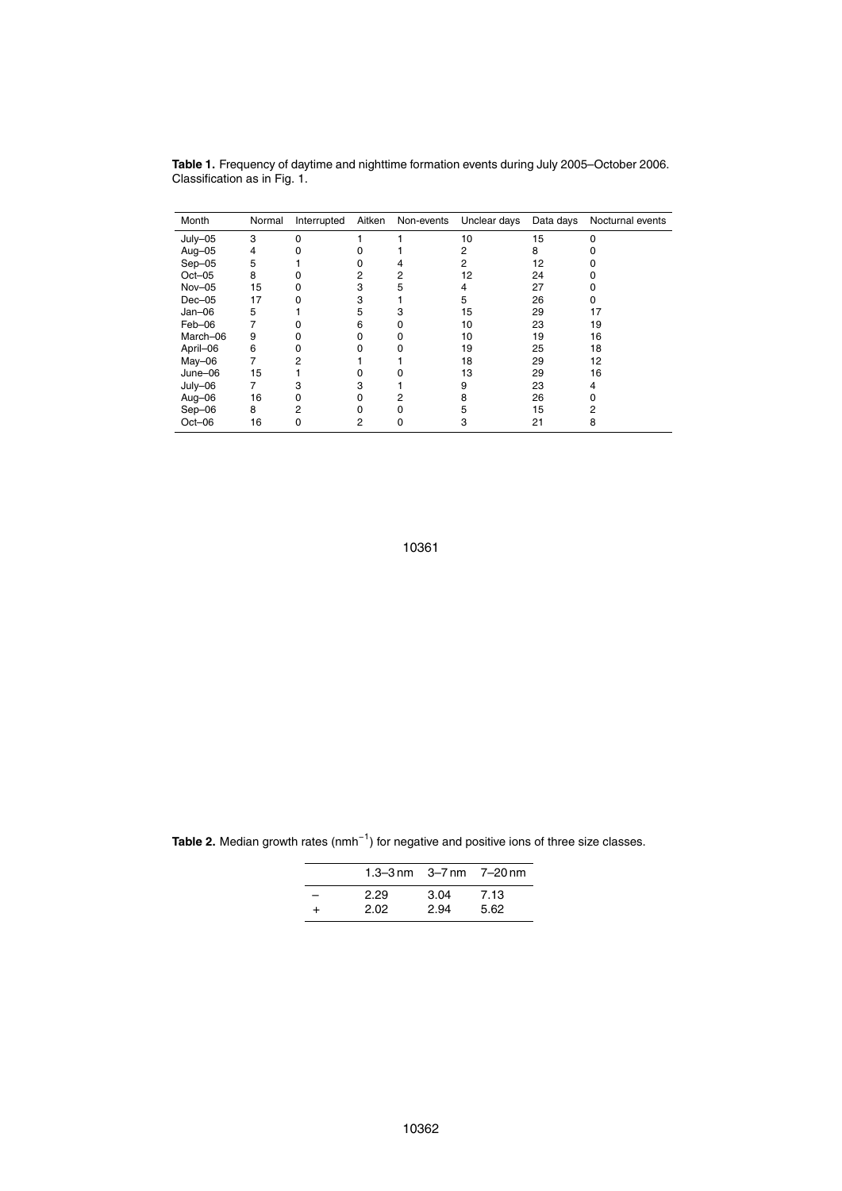**Table 1.** Frequency of daytime and nighttime formation events during July 2005–October 2006. Classification as in Fig. 1.

| Month | Normal | Interrupted | Aitken | Non-events | Unclear days | Data days | Nocturnal events |
|---|---|---|---|---|---|---|---|
| July–05 | 3 | 0 | 1 | 1 | 10 | 15 | 0 |
| Aug–05 | 4 | 0 | 0 | 1 | 2 | 8 | 0 |
| Sep–05 | 5 | 1 | 0 | 4 | 2 | 12 | 0 |
| Oct–05 | 8 | 0 | 2 | 2 | 12 | 24 | 0 |
| Nov–05 | 15 | 0 | 3 | 5 | 4 | 27 | 0 |
| Dec–05 | 17 | 0 | 3 | 1 | 5 | 26 | 0 |
| Jan–06 | 5 | 1 | 5 | 3 | 15 | 29 | 17 |
| Feb–06 | 7 | 0 | 6 | 0 | 10 | 23 | 19 |
| March–06 | 9 | 0 | 0 | 0 | 10 | 19 | 16 |
| April–06 | 6 | 0 | 0 | 0 | 19 | 25 | 18 |
| May–06 | 7 | 2 | 1 | 1 | 18 | 29 | 12 |
| June–06 | 15 | 1 | 0 | 0 | 13 | 29 | 16 |
| July–06 | 7 | 3 | 3 | 1 | 9 | 23 | 4 |
| Aug–06 | 16 | 0 | 0 | 2 | 8 | 26 | 0 |
| Sep–06 | 8 | 2 | 0 | 0 | 5 | 15 | 2 |
| Oct–06 | 16 | 0 | 2 | 0 | 3 | 21 | 8 |

**Table 2.** Median growth rates ($nmh^{-1}$) for negative and positive ions of three size classes.

| | 1.3–3 nm | 3–7 nm | 7–20 nm |
|---|---|---|---|
| – | 2.29 | 3.04 | 7.13 |
| + | 2.02 | 2.94 | 5.62 |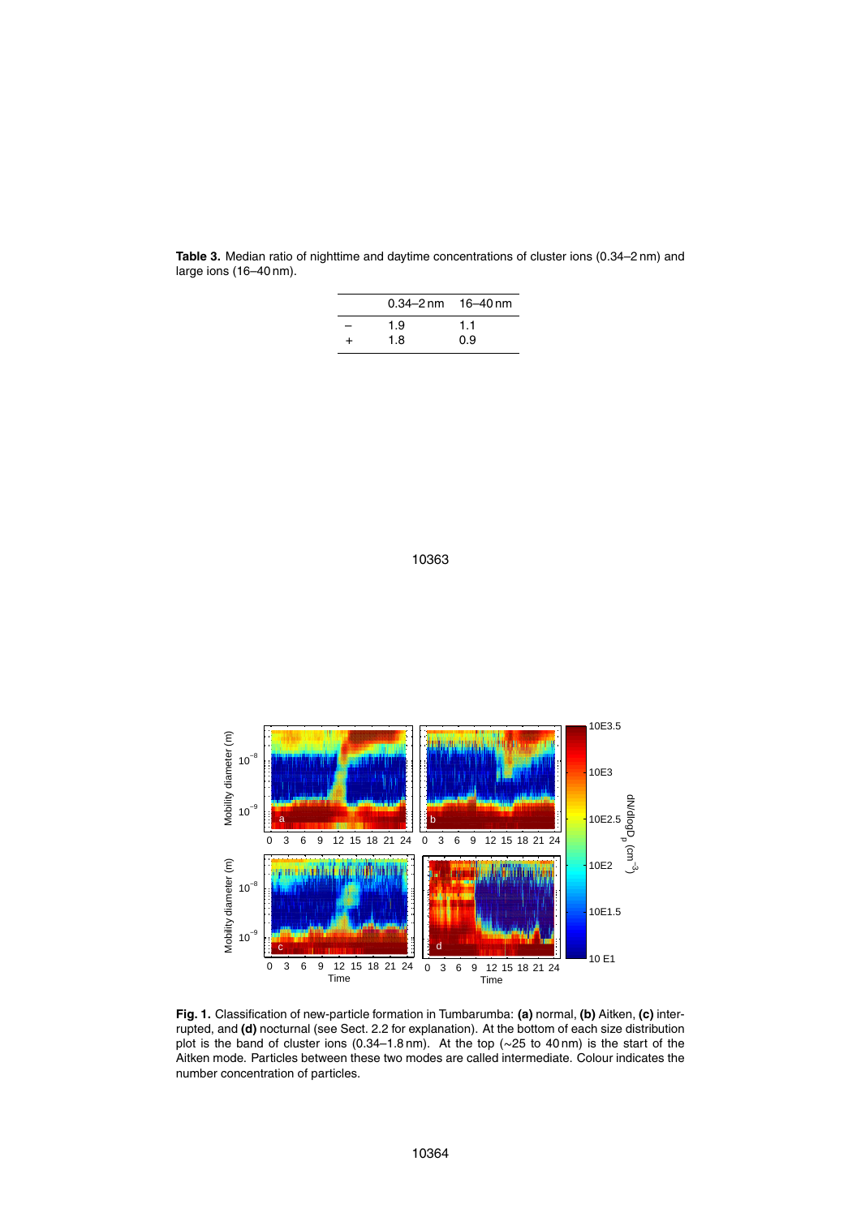**Table 3.** Median ratio of nighttime and daytime concentrations of cluster ions (0.34–2 nm) and large ions (16–40 nm).

| | 0.34–2 nm | 16–40 nm |
|---|---|---|
| – | 1.9 | 1.1 |
| + | 1.8 | 0.9 |

**Fig. 1.** Classification of new-particle formation in Tumbarumba: **(a)** normal, **(b)** Aitken, **(c)** interrupted, and **(d)** nocturnal (see Sect. 2.2 for explanation). At the bottom of each size distribution plot is the band of cluster ions (0.34–1.8 nm). At the top (~25 to 40 nm) is the start of the Aitken mode. Particles between these two modes are called intermediate. Colour indicates the number concentration of particles.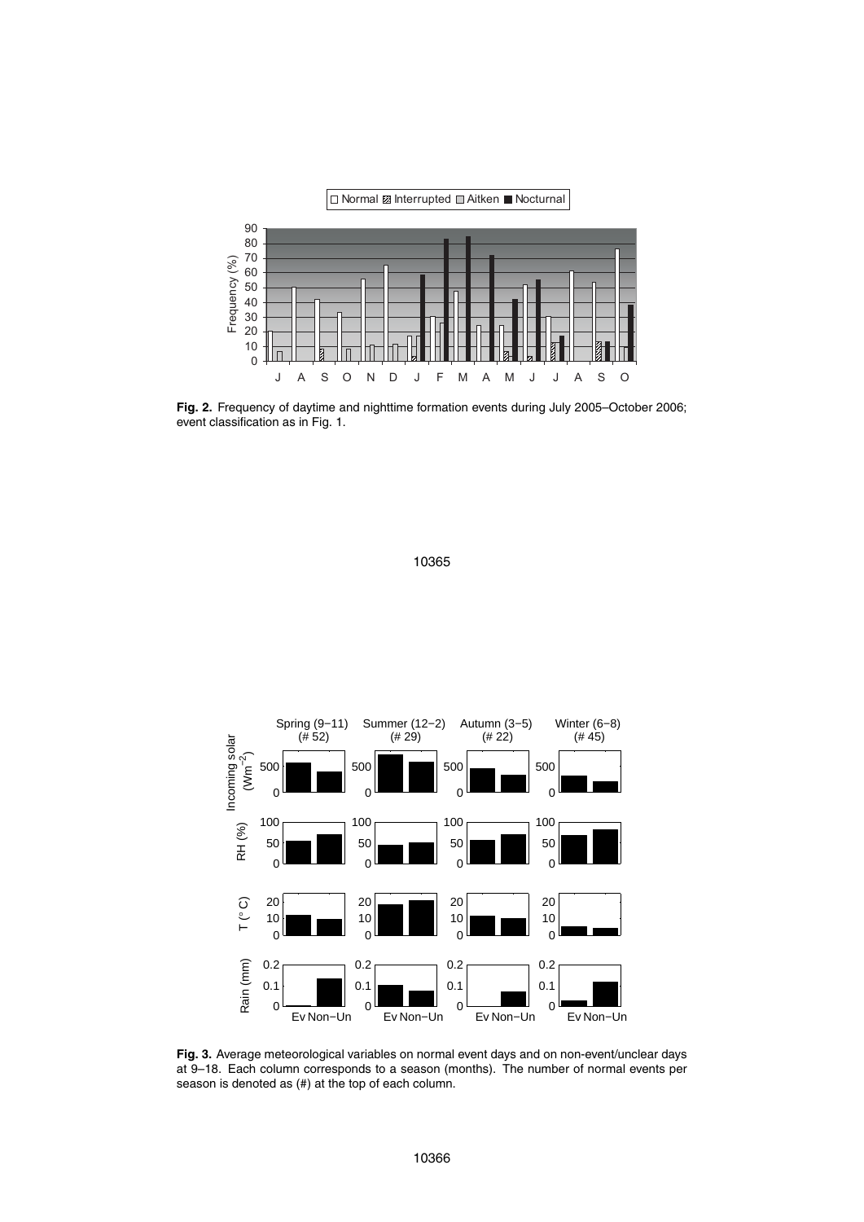**Fig. 2.** Frequency of daytime and nighttime formation events during July 2005–October 2006; event classification as in Fig. 1.

**Fig. 3.** Average meteorological variables on normal event days and on non-event/unclear days at 9–18. Each column corresponds to a season (months). The number of normal events per season is denoted as (#) at the top of each column.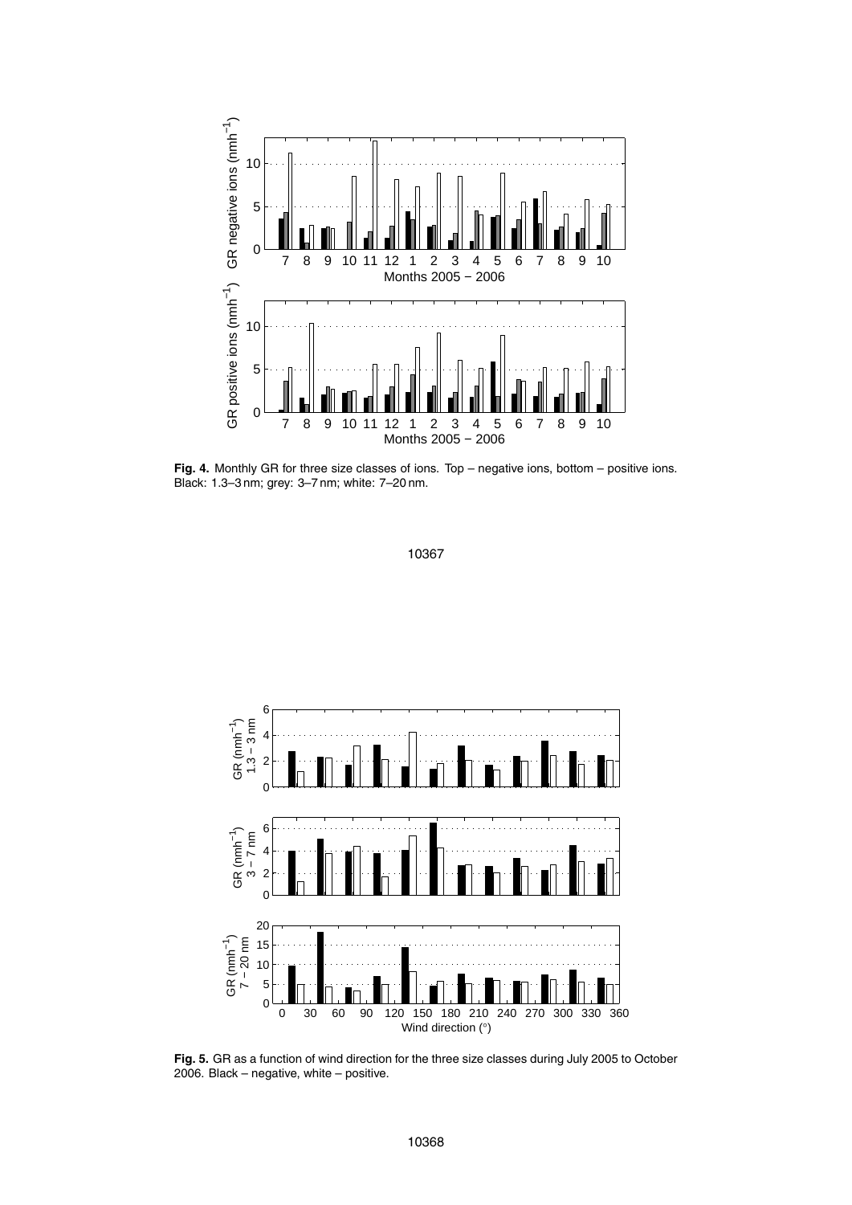**Fig. 4.** Monthly GR for three size classes of ions. Top – negative ions, bottom – positive ions. Black: 1.3–3 nm; grey: 3–7 nm; white: 7–20 nm.

**Fig. 5.** GR as a function of wind direction for the three size classes during July 2005 to October 2006. Black – negative, white – positive.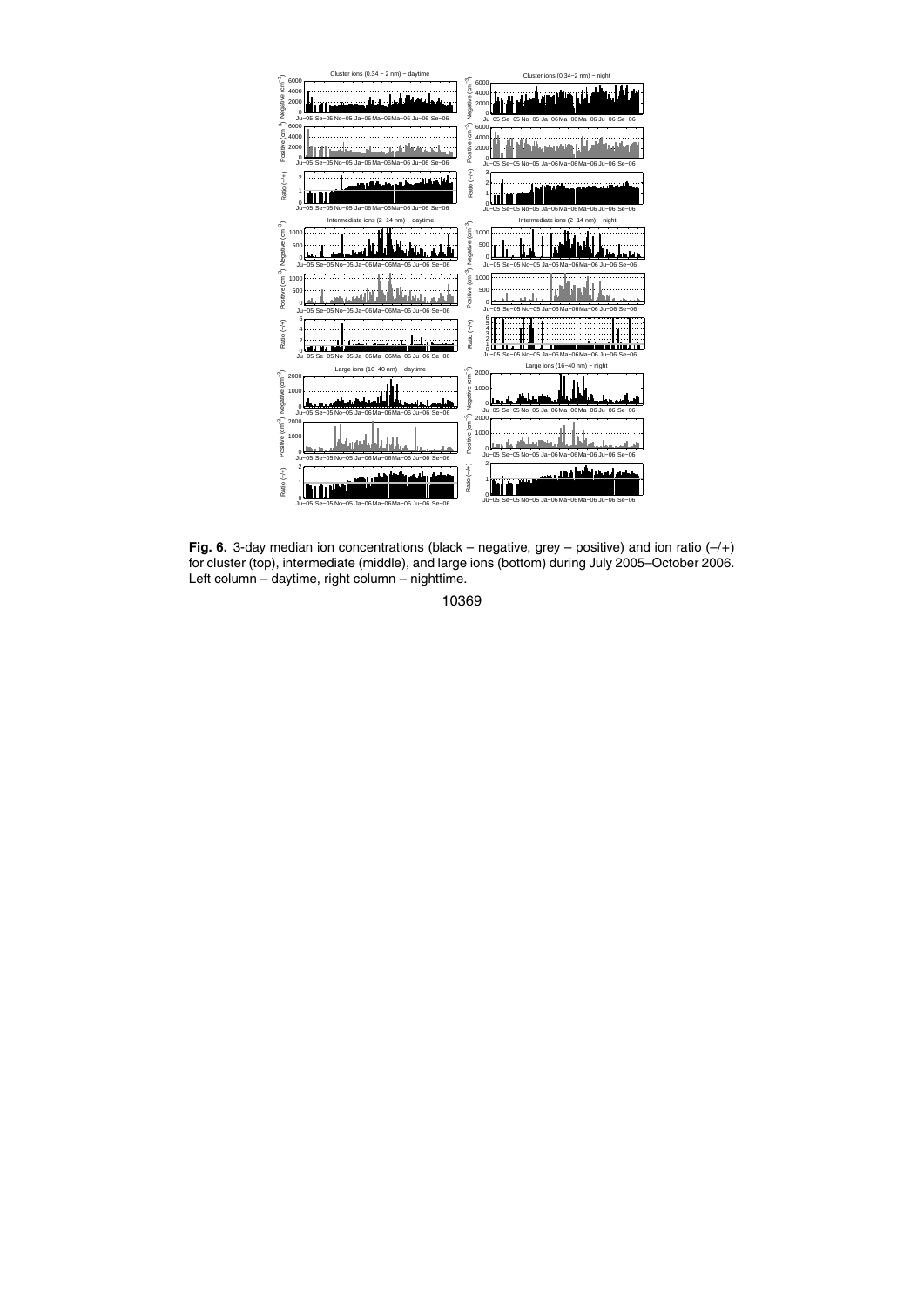Cluster ions (0.34 – 2 nm) – daytime

Cluster ions (0.34–2 nm) – night

Negative (cm$^{-3}$)

Positive (cm$^{-3}$)

Ratio (–/+)

6000
4000
2000
0

3
2
1
0

Ju–05 Se–05 No–05 Ja–06 Ma–06 Ma–06 Ju–06 Se–06

Intermediate ions (2–14 nm) – daytime

Intermediate ions (2–14 nm) – night

1000
500
0

6
5
4
3
2
1
0

Large ions (16–40 nm) – daytime

Large ions (16–40 nm) – night

2000
1000
0

**Fig. 6.** 3-day median ion concentrations (black – negative, grey – positive) and ion ratio (–/+) for cluster (top), intermediate (middle), and large ions (bottom) during July 2005–October 2006. Left column – daytime, right column – nighttime.